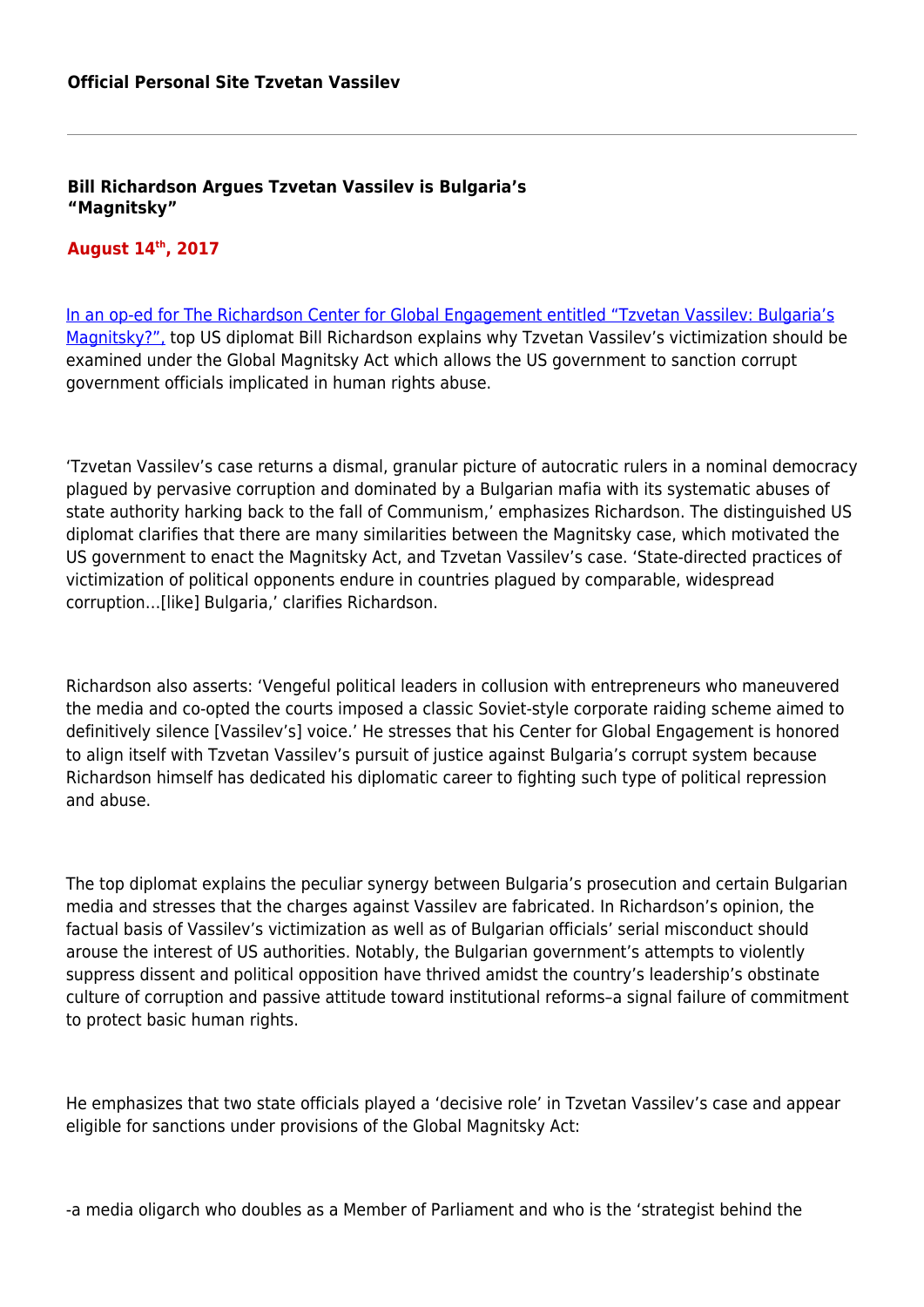**Official Personal Site Tzvetan Vassilev**

---

# Bill Richardson Argues Tzvetan Vassilev is Bulgaria's "Magnitsky"

**August 14th, 2017**

[In an op-ed for The Richardson Center for Global Engagement entitled "Tzvetan Vassilev: Bulgaria's Magnitsky?",]() top US diplomat Bill Richardson explains why Tzvetan Vassilev's victimization should be examined under the Global Magnitsky Act which allows the US government to sanction corrupt government officials implicated in human rights abuse.

'Tzvetan Vassilev's case returns a dismal, granular picture of autocratic rulers in a nominal democracy plagued by pervasive corruption and dominated by a Bulgarian mafia with its systematic abuses of state authority harking back to the fall of Communism,' emphasizes Richardson. The distinguished US diplomat clarifies that there are many similarities between the Magnitsky case, which motivated the US government to enact the Magnitsky Act, and Tzvetan Vassilev's case. 'State-directed practices of victimization of political opponents endure in countries plagued by comparable, widespread corruption…[like] Bulgaria,' clarifies Richardson.

Richardson also asserts: 'Vengeful political leaders in collusion with entrepreneurs who maneuvered the media and co-opted the courts imposed a classic Soviet-style corporate raiding scheme aimed to definitively silence [Vassilev's] voice.' He stresses that his Center for Global Engagement is honored to align itself with Tzvetan Vassilev's pursuit of justice against Bulgaria's corrupt system because Richardson himself has dedicated his diplomatic career to fighting such type of political repression and abuse.

The top diplomat explains the peculiar synergy between Bulgaria's prosecution and certain Bulgarian media and stresses that the charges against Vassilev are fabricated. In Richardson's opinion, the factual basis of Vassilev's victimization as well as of Bulgarian officials' serial misconduct should arouse the interest of US authorities. Notably, the Bulgarian government's attempts to violently suppress dissent and political opposition have thrived amidst the country's leadership's obstinate culture of corruption and passive attitude toward institutional reforms–a signal failure of commitment to protect basic human rights.

He emphasizes that two state officials played a 'decisive role' in Tzvetan Vassilev's case and appear eligible for sanctions under provisions of the Global Magnitsky Act:

-a media oligarch who doubles as a Member of Parliament and who is the 'strategist behind the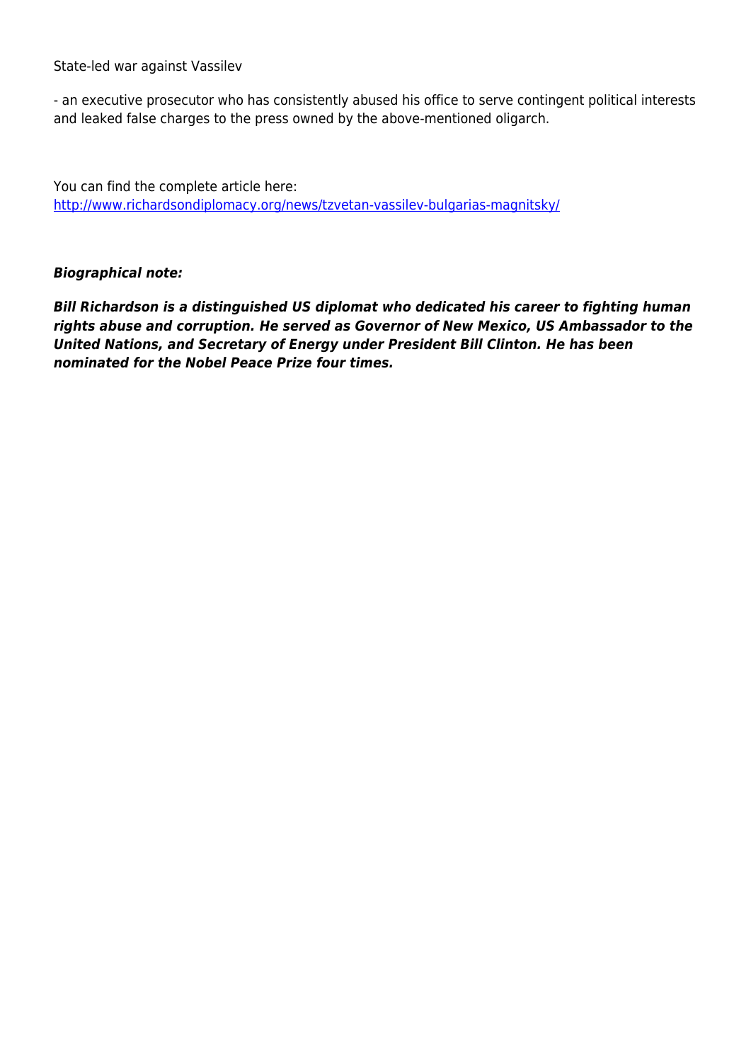State-led war against Vassilev

- an executive prosecutor who has consistently abused his office to serve contingent political interests and leaked false charges to the press owned by the above-mentioned oligarch.

You can find the complete article here:
[http://www.richardsondiplomacy.org/news/tzvetan-vassilev-bulgarias-magnitsky/](http://www.richardsondiplomacy.org/news/tzvetan-vassilev-bulgarias-magnitsky/)

***Biographical note:***

***Bill Richardson is a distinguished US diplomat who dedicated his career to fighting human rights abuse and corruption. He served as Governor of New Mexico, US Ambassador to the United Nations, and Secretary of Energy under President Bill Clinton. He has been nominated for the Nobel Peace Prize four times.***